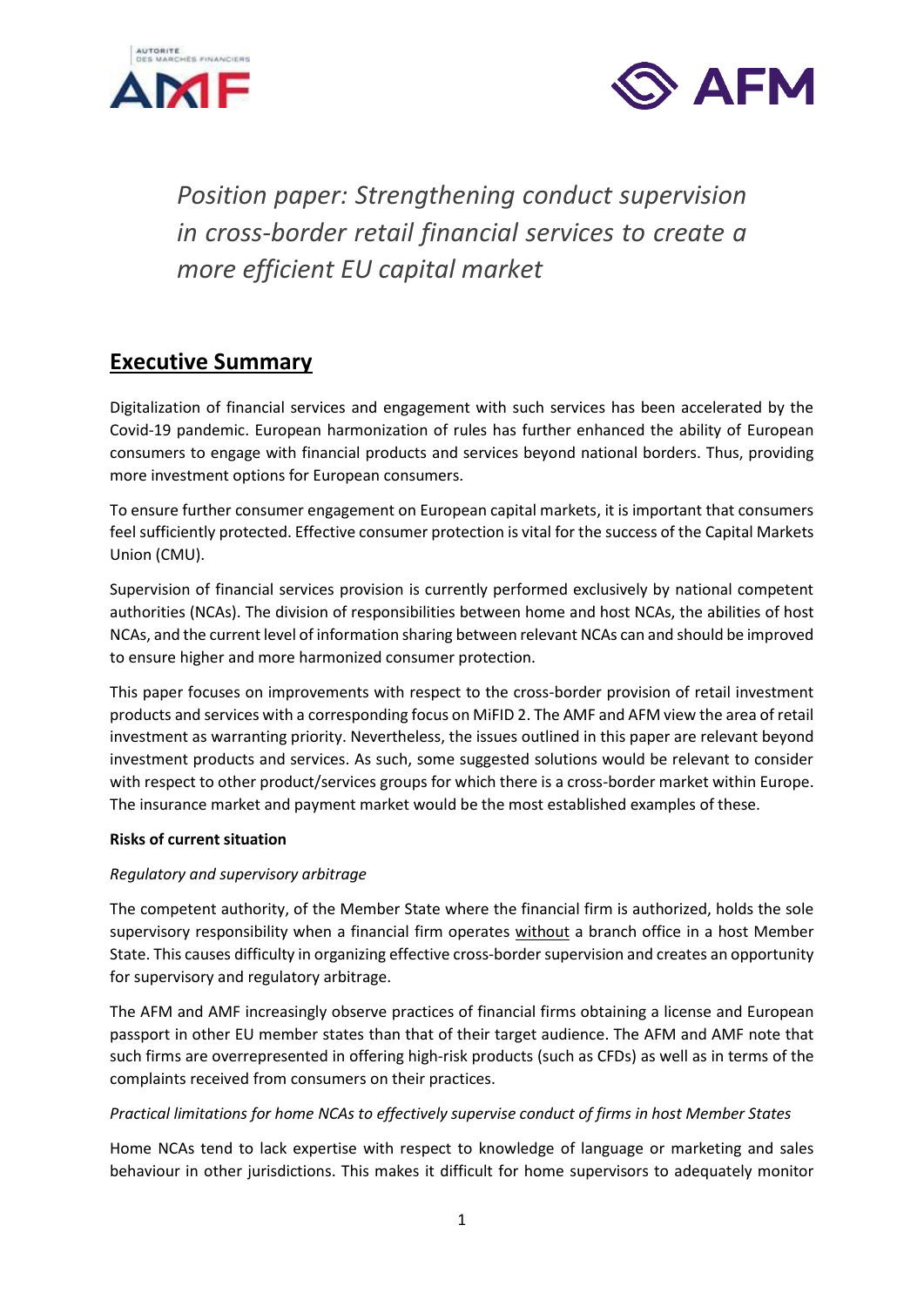*Position paper: Strengthening conduct supervision in cross-border retail financial services to create a more efficient EU capital market*

## Executive Summary

Digitalization of financial services and engagement with such services has been accelerated by the Covid-19 pandemic. European harmonization of rules has further enhanced the ability of European consumers to engage with financial products and services beyond national borders. Thus, providing more investment options for European consumers.

To ensure further consumer engagement on European capital markets, it is important that consumers feel sufficiently protected. Effective consumer protection is vital for the success of the Capital Markets Union (CMU).

Supervision of financial services provision is currently performed exclusively by national competent authorities (NCAs). The division of responsibilities between home and host NCAs, the abilities of host NCAs, and the current level of information sharing between relevant NCAs can and should be improved to ensure higher and more harmonized consumer protection.

This paper focuses on improvements with respect to the cross-border provision of retail investment products and services with a corresponding focus on MiFID 2. The AMF and AFM view the area of retail investment as warranting priority. Nevertheless, the issues outlined in this paper are relevant beyond investment products and services. As such, some suggested solutions would be relevant to consider with respect to other product/services groups for which there is a cross-border market within Europe. The insurance market and payment market would be the most established examples of these.

**Risks of current situation**

*Regulatory and supervisory arbitrage*

The competent authority, of the Member State where the financial firm is authorized, holds the sole supervisory responsibility when a financial firm operates without a branch office in a host Member State. This causes difficulty in organizing effective cross-border supervision and creates an opportunity for supervisory and regulatory arbitrage.

The AFM and AMF increasingly observe practices of financial firms obtaining a license and European passport in other EU member states than that of their target audience. The AFM and AMF note that such firms are overrepresented in offering high-risk products (such as CFDs) as well as in terms of the complaints received from consumers on their practices.

*Practical limitations for home NCAs to effectively supervise conduct of firms in host Member States*

Home NCAs tend to lack expertise with respect to knowledge of language or marketing and sales behaviour in other jurisdictions. This makes it difficult for home supervisors to adequately monitor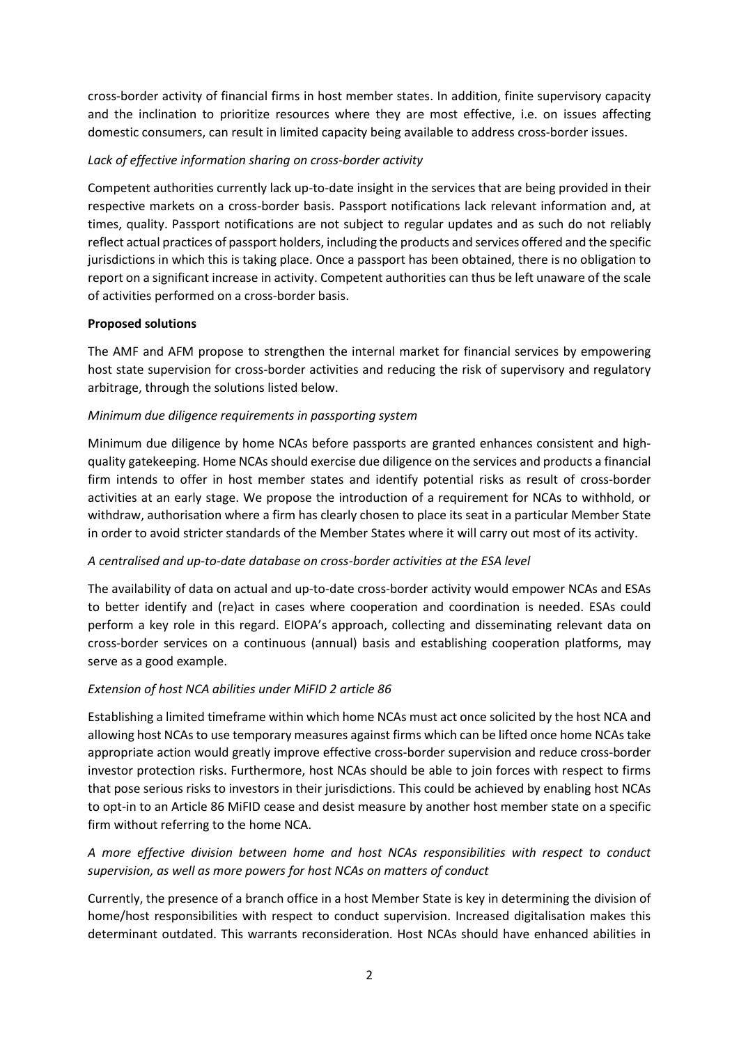cross-border activity of financial firms in host member states. In addition, finite supervisory capacity and the inclination to prioritize resources where they are most effective, i.e. on issues affecting domestic consumers, can result in limited capacity being available to address cross-border issues.

*Lack of effective information sharing on cross-border activity*

Competent authorities currently lack up-to-date insight in the services that are being provided in their respective markets on a cross-border basis. Passport notifications lack relevant information and, at times, quality. Passport notifications are not subject to regular updates and as such do not reliably reflect actual practices of passport holders, including the products and services offered and the specific jurisdictions in which this is taking place. Once a passport has been obtained, there is no obligation to report on a significant increase in activity. Competent authorities can thus be left unaware of the scale of activities performed on a cross-border basis.

**Proposed solutions**

The AMF and AFM propose to strengthen the internal market for financial services by empowering host state supervision for cross-border activities and reducing the risk of supervisory and regulatory arbitrage, through the solutions listed below.

*Minimum due diligence requirements in passporting system*

Minimum due diligence by home NCAs before passports are granted enhances consistent and high-quality gatekeeping. Home NCAs should exercise due diligence on the services and products a financial firm intends to offer in host member states and identify potential risks as result of cross-border activities at an early stage. We propose the introduction of a requirement for NCAs to withhold, or withdraw, authorisation where a firm has clearly chosen to place its seat in a particular Member State in order to avoid stricter standards of the Member States where it will carry out most of its activity.

*A centralised and up-to-date database on cross-border activities at the ESA level*

The availability of data on actual and up-to-date cross-border activity would empower NCAs and ESAs to better identify and (re)act in cases where cooperation and coordination is needed. ESAs could perform a key role in this regard. EIOPA's approach, collecting and disseminating relevant data on cross-border services on a continuous (annual) basis and establishing cooperation platforms, may serve as a good example.

*Extension of host NCA abilities under MiFID 2 article 86*

Establishing a limited timeframe within which home NCAs must act once solicited by the host NCA and allowing host NCAs to use temporary measures against firms which can be lifted once home NCAs take appropriate action would greatly improve effective cross-border supervision and reduce cross-border investor protection risks. Furthermore, host NCAs should be able to join forces with respect to firms that pose serious risks to investors in their jurisdictions. This could be achieved by enabling host NCAs to opt-in to an Article 86 MiFID cease and desist measure by another host member state on a specific firm without referring to the home NCA.

*A more effective division between home and host NCAs responsibilities with respect to conduct supervision, as well as more powers for host NCAs on matters of conduct*

Currently, the presence of a branch office in a host Member State is key in determining the division of home/host responsibilities with respect to conduct supervision. Increased digitalisation makes this determinant outdated. This warrants reconsideration. Host NCAs should have enhanced abilities in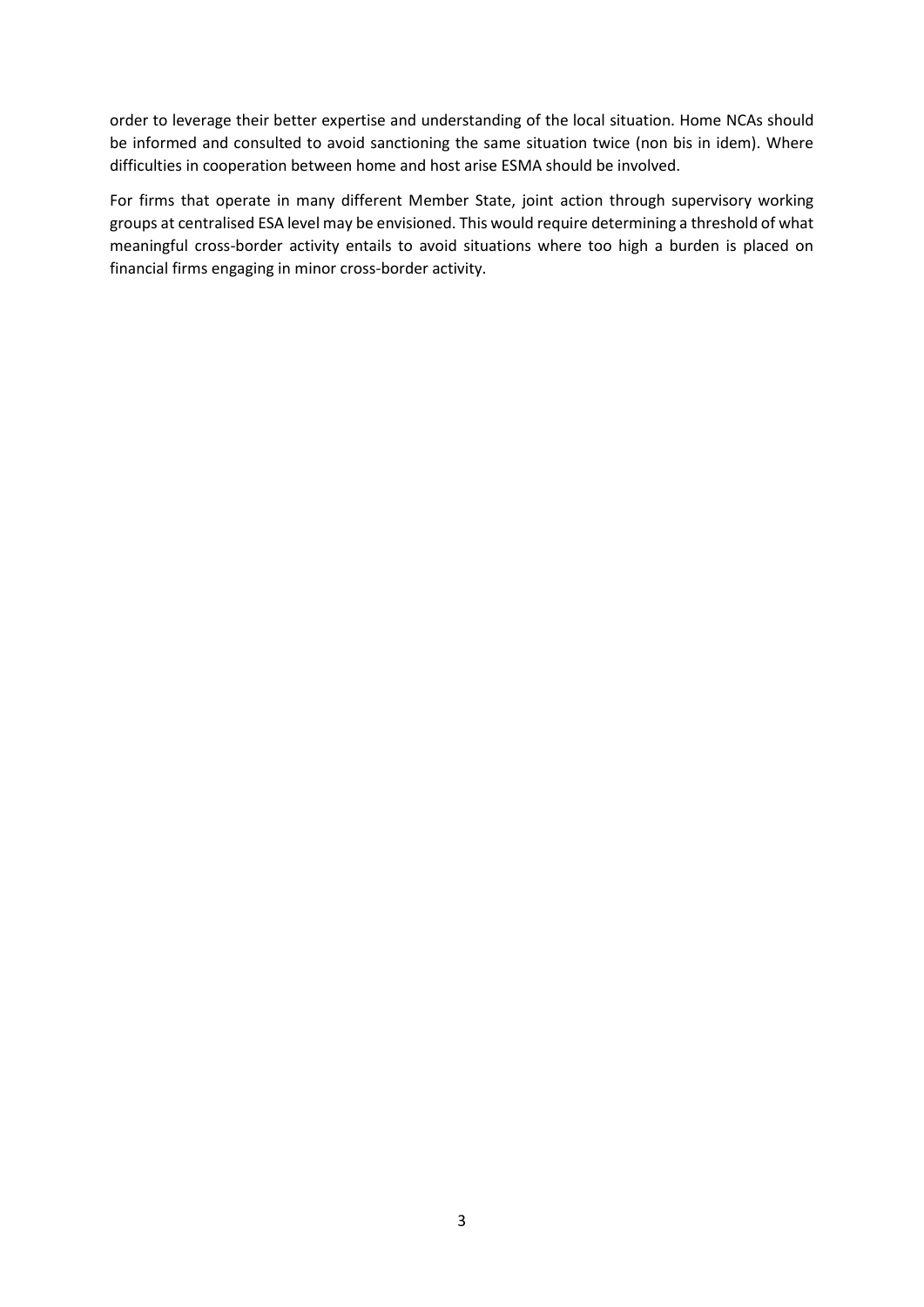order to leverage their better expertise and understanding of the local situation. Home NCAs should be informed and consulted to avoid sanctioning the same situation twice (non bis in idem). Where difficulties in cooperation between home and host arise ESMA should be involved.

For firms that operate in many different Member State, joint action through supervisory working groups at centralised ESA level may be envisioned. This would require determining a threshold of what meaningful cross-border activity entails to avoid situations where too high a burden is placed on financial firms engaging in minor cross-border activity.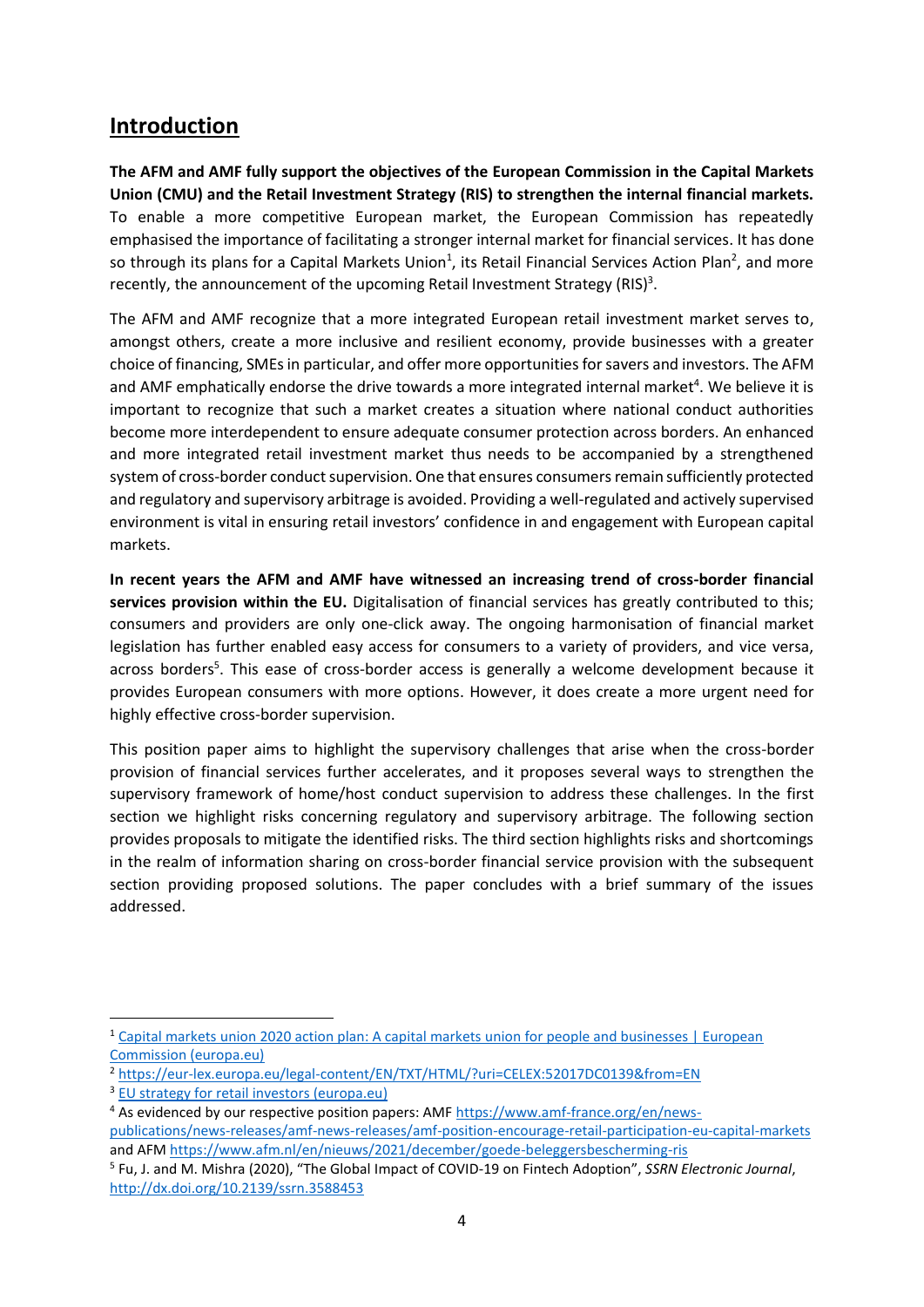## Introduction

**The AFM and AMF fully support the objectives of the European Commission in the Capital Markets Union (CMU) and the Retail Investment Strategy (RIS) to strengthen the internal financial markets.** To enable a more competitive European market, the European Commission has repeatedly emphasised the importance of facilitating a stronger internal market for financial services. It has done so through its plans for a Capital Markets Union[1], its Retail Financial Services Action Plan[2], and more recently, the announcement of the upcoming Retail Investment Strategy (RIS)[3].

The AFM and AMF recognize that a more integrated European retail investment market serves to, amongst others, create a more inclusive and resilient economy, provide businesses with a greater choice of financing, SMEs in particular, and offer more opportunities for savers and investors. The AFM and AMF emphatically endorse the drive towards a more integrated internal market[4]. We believe it is important to recognize that such a market creates a situation where national conduct authorities become more interdependent to ensure adequate consumer protection across borders. An enhanced and more integrated retail investment market thus needs to be accompanied by a strengthened system of cross-border conduct supervision. One that ensures consumers remain sufficiently protected and regulatory and supervisory arbitrage is avoided. Providing a well-regulated and actively supervised environment is vital in ensuring retail investors' confidence in and engagement with European capital markets.

**In recent years the AFM and AMF have witnessed an increasing trend of cross-border financial services provision within the EU.** Digitalisation of financial services has greatly contributed to this; consumers and providers are only one-click away. The ongoing harmonisation of financial market legislation has further enabled easy access for consumers to a variety of providers, and vice versa, across borders[5]. This ease of cross-border access is generally a welcome development because it provides European consumers with more options. However, it does create a more urgent need for highly effective cross-border supervision.

This position paper aims to highlight the supervisory challenges that arise when the cross-border provision of financial services further accelerates, and it proposes several ways to strengthen the supervisory framework of home/host conduct supervision to address these challenges. In the first section we highlight risks concerning regulatory and supervisory arbitrage. The following section provides proposals to mitigate the identified risks. The third section highlights risks and shortcomings in the realm of information sharing on cross-border financial service provision with the subsequent section providing proposed solutions. The paper concludes with a brief summary of the issues addressed.

---

[1] Capital markets union 2020 action plan: A capital markets union for people and businesses | European Commission (europa.eu)

[2] https://eur-lex.europa.eu/legal-content/EN/TXT/HTML/?uri=CELEX:52017DC0139&from=EN

[3] EU strategy for retail investors (europa.eu)

[4] As evidenced by our respective position papers: AMF https://www.amf-france.org/en/news-publications/news-releases/amf-news-releases/amf-position-encourage-retail-participation-eu-capital-markets and AFM https://www.afm.nl/en/nieuws/2021/december/goede-beleggersbescherming-ris

[5] Fu, J. and M. Mishra (2020), "The Global Impact of COVID-19 on Fintech Adoption", *SSRN Electronic Journal*, http://dx.doi.org/10.2139/ssrn.3588453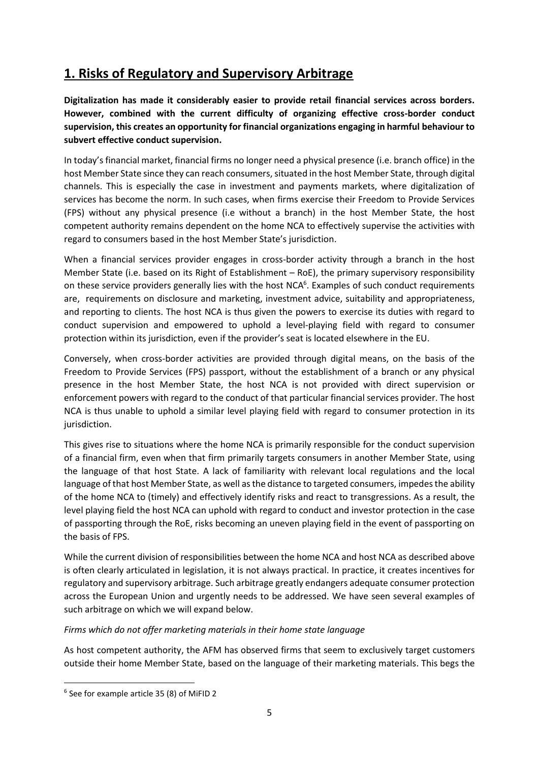## 1. Risks of Regulatory and Supervisory Arbitrage

**Digitalization has made it considerably easier to provide retail financial services across borders. However, combined with the current difficulty of organizing effective cross-border conduct supervision, this creates an opportunity for financial organizations engaging in harmful behaviour to subvert effective conduct supervision.**

In today's financial market, financial firms no longer need a physical presence (i.e. branch office) in the host Member State since they can reach consumers, situated in the host Member State, through digital channels. This is especially the case in investment and payments markets, where digitalization of services has become the norm. In such cases, when firms exercise their Freedom to Provide Services (FPS) without any physical presence (i.e without a branch) in the host Member State, the host competent authority remains dependent on the home NCA to effectively supervise the activities with regard to consumers based in the host Member State's jurisdiction.

When a financial services provider engages in cross-border activity through a branch in the host Member State (i.e. based on its Right of Establishment – RoE), the primary supervisory responsibility on these service providers generally lies with the host NCA[6]. Examples of such conduct requirements are, requirements on disclosure and marketing, investment advice, suitability and appropriateness, and reporting to clients. The host NCA is thus given the powers to exercise its duties with regard to conduct supervision and empowered to uphold a level-playing field with regard to consumer protection within its jurisdiction, even if the provider's seat is located elsewhere in the EU.

Conversely, when cross-border activities are provided through digital means, on the basis of the Freedom to Provide Services (FPS) passport, without the establishment of a branch or any physical presence in the host Member State, the host NCA is not provided with direct supervision or enforcement powers with regard to the conduct of that particular financial services provider. The host NCA is thus unable to uphold a similar level playing field with regard to consumer protection in its jurisdiction.

This gives rise to situations where the home NCA is primarily responsible for the conduct supervision of a financial firm, even when that firm primarily targets consumers in another Member State, using the language of that host State. A lack of familiarity with relevant local regulations and the local language of that host Member State, as well as the distance to targeted consumers, impedes the ability of the home NCA to (timely) and effectively identify risks and react to transgressions. As a result, the level playing field the host NCA can uphold with regard to conduct and investor protection in the case of passporting through the RoE, risks becoming an uneven playing field in the event of passporting on the basis of FPS.

While the current division of responsibilities between the home NCA and host NCA as described above is often clearly articulated in legislation, it is not always practical. In practice, it creates incentives for regulatory and supervisory arbitrage. Such arbitrage greatly endangers adequate consumer protection across the European Union and urgently needs to be addressed. We have seen several examples of such arbitrage on which we will expand below.

*Firms which do not offer marketing materials in their home state language*

As host competent authority, the AFM has observed firms that seem to exclusively target customers outside their home Member State, based on the language of their marketing materials. This begs the

---

[6] See for example article 35 (8) of MiFID 2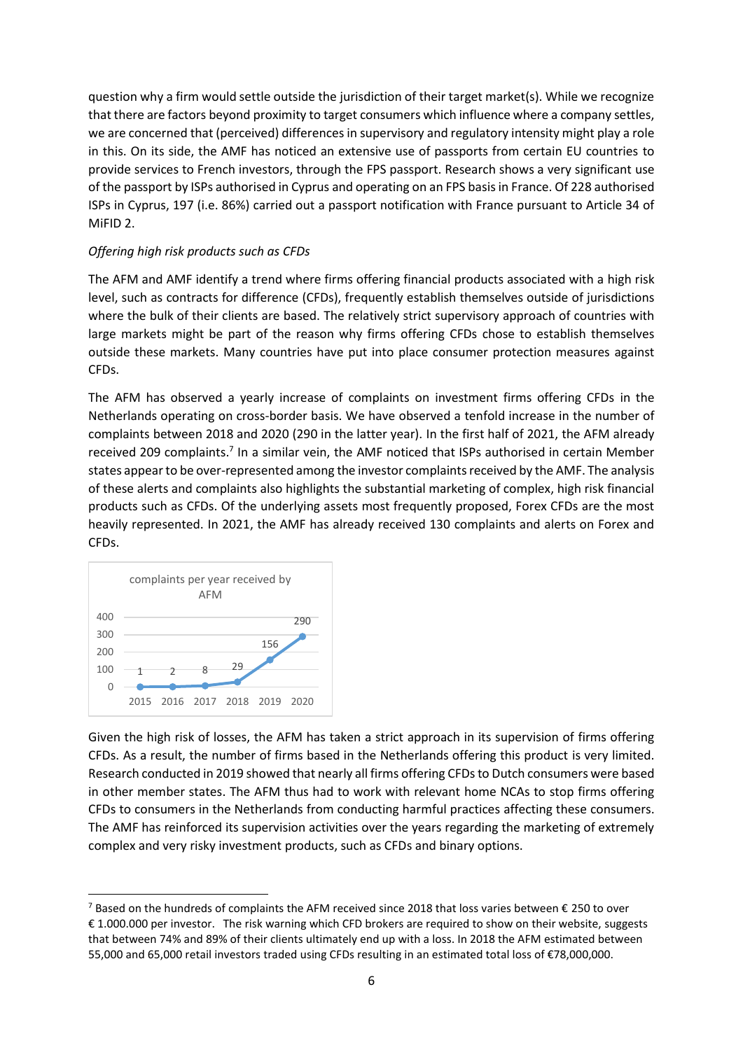question why a firm would settle outside the jurisdiction of their target market(s). While we recognize that there are factors beyond proximity to target consumers which influence where a company settles, we are concerned that (perceived) differences in supervisory and regulatory intensity might play a role in this. On its side, the AMF has noticed an extensive use of passports from certain EU countries to provide services to French investors, through the FPS passport. Research shows a very significant use of the passport by ISPs authorised in Cyprus and operating on an FPS basis in France. Of 228 authorised ISPs in Cyprus, 197 (i.e. 86%) carried out a passport notification with France pursuant to Article 34 of MiFID 2.

*Offering high risk products such as CFDs*

The AFM and AMF identify a trend where firms offering financial products associated with a high risk level, such as contracts for difference (CFDs), frequently establish themselves outside of jurisdictions where the bulk of their clients are based. The relatively strict supervisory approach of countries with large markets might be part of the reason why firms offering CFDs chose to establish themselves outside these markets. Many countries have put into place consumer protection measures against CFDs.

The AFM has observed a yearly increase of complaints on investment firms offering CFDs in the Netherlands operating on cross-border basis. We have observed a tenfold increase in the number of complaints between 2018 and 2020 (290 in the latter year). In the first half of 2021, the AFM already received 209 complaints.[7] In a similar vein, the AMF noticed that ISPs authorised in certain Member states appear to be over-represented among the investor complaints received by the AMF. The analysis of these alerts and complaints also highlights the substantial marketing of complex, high risk financial products such as CFDs. Of the underlying assets most frequently proposed, Forex CFDs are the most heavily represented. In 2021, the AMF has already received 130 complaints and alerts on Forex and CFDs.

complaints per year received by AFM

| 2015 | 2016 | 2017 | 2018 | 2019 | 2020 |
|---|---|---|---|---|---|
| 1 | 2 | 8 | 29 | 156 | 290 |

Given the high risk of losses, the AFM has taken a strict approach in its supervision of firms offering CFDs. As a result, the number of firms based in the Netherlands offering this product is very limited. Research conducted in 2019 showed that nearly all firms offering CFDs to Dutch consumers were based in other member states. The AFM thus had to work with relevant home NCAs to stop firms offering CFDs to consumers in the Netherlands from conducting harmful practices affecting these consumers. The AMF has reinforced its supervision activities over the years regarding the marketing of extremely complex and very risky investment products, such as CFDs and binary options.

[7] Based on the hundreds of complaints the AFM received since 2018 that loss varies between € 250 to over € 1.000.000 per investor. The risk warning which CFD brokers are required to show on their website, suggests that between 74% and 89% of their clients ultimately end up with a loss. In 2018 the AFM estimated between 55,000 and 65,000 retail investors traded using CFDs resulting in an estimated total loss of €78,000,000.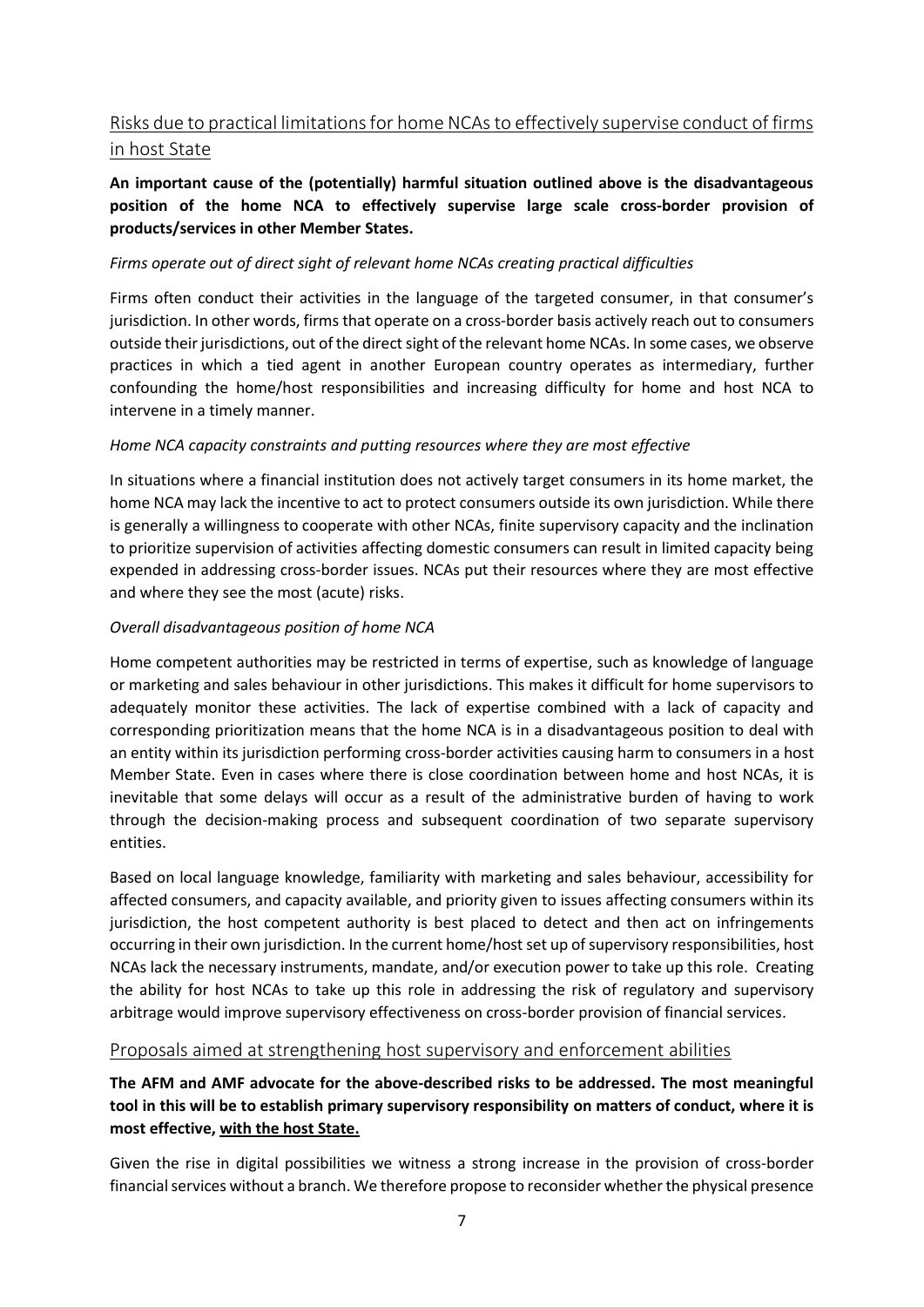## Risks due to practical limitations for home NCAs to effectively supervise conduct of firms in host State

**An important cause of the (potentially) harmful situation outlined above is the disadvantageous position of the home NCA to effectively supervise large scale cross-border provision of products/services in other Member States.**

*Firms operate out of direct sight of relevant home NCAs creating practical difficulties*

Firms often conduct their activities in the language of the targeted consumer, in that consumer's jurisdiction. In other words, firms that operate on a cross-border basis actively reach out to consumers outside their jurisdictions, out of the direct sight of the relevant home NCAs. In some cases, we observe practices in which a tied agent in another European country operates as intermediary, further confounding the home/host responsibilities and increasing difficulty for home and host NCA to intervene in a timely manner.

*Home NCA capacity constraints and putting resources where they are most effective*

In situations where a financial institution does not actively target consumers in its home market, the home NCA may lack the incentive to act to protect consumers outside its own jurisdiction. While there is generally a willingness to cooperate with other NCAs, finite supervisory capacity and the inclination to prioritize supervision of activities affecting domestic consumers can result in limited capacity being expended in addressing cross-border issues. NCAs put their resources where they are most effective and where they see the most (acute) risks.

*Overall disadvantageous position of home NCA*

Home competent authorities may be restricted in terms of expertise, such as knowledge of language or marketing and sales behaviour in other jurisdictions. This makes it difficult for home supervisors to adequately monitor these activities. The lack of expertise combined with a lack of capacity and corresponding prioritization means that the home NCA is in a disadvantageous position to deal with an entity within its jurisdiction performing cross-border activities causing harm to consumers in a host Member State. Even in cases where there is close coordination between home and host NCAs, it is inevitable that some delays will occur as a result of the administrative burden of having to work through the decision-making process and subsequent coordination of two separate supervisory entities.

Based on local language knowledge, familiarity with marketing and sales behaviour, accessibility for affected consumers, and capacity available, and priority given to issues affecting consumers within its jurisdiction, the host competent authority is best placed to detect and then act on infringements occurring in their own jurisdiction. In the current home/host set up of supervisory responsibilities, host NCAs lack the necessary instruments, mandate, and/or execution power to take up this role. Creating the ability for host NCAs to take up this role in addressing the risk of regulatory and supervisory arbitrage would improve supervisory effectiveness on cross-border provision of financial services.

## Proposals aimed at strengthening host supervisory and enforcement abilities

**The AFM and AMF advocate for the above-described risks to be addressed. The most meaningful tool in this will be to establish primary supervisory responsibility on matters of conduct, where it is most effective, <u>with the host State.</u>**

Given the rise in digital possibilities we witness a strong increase in the provision of cross-border financial services without a branch. We therefore propose to reconsider whether the physical presence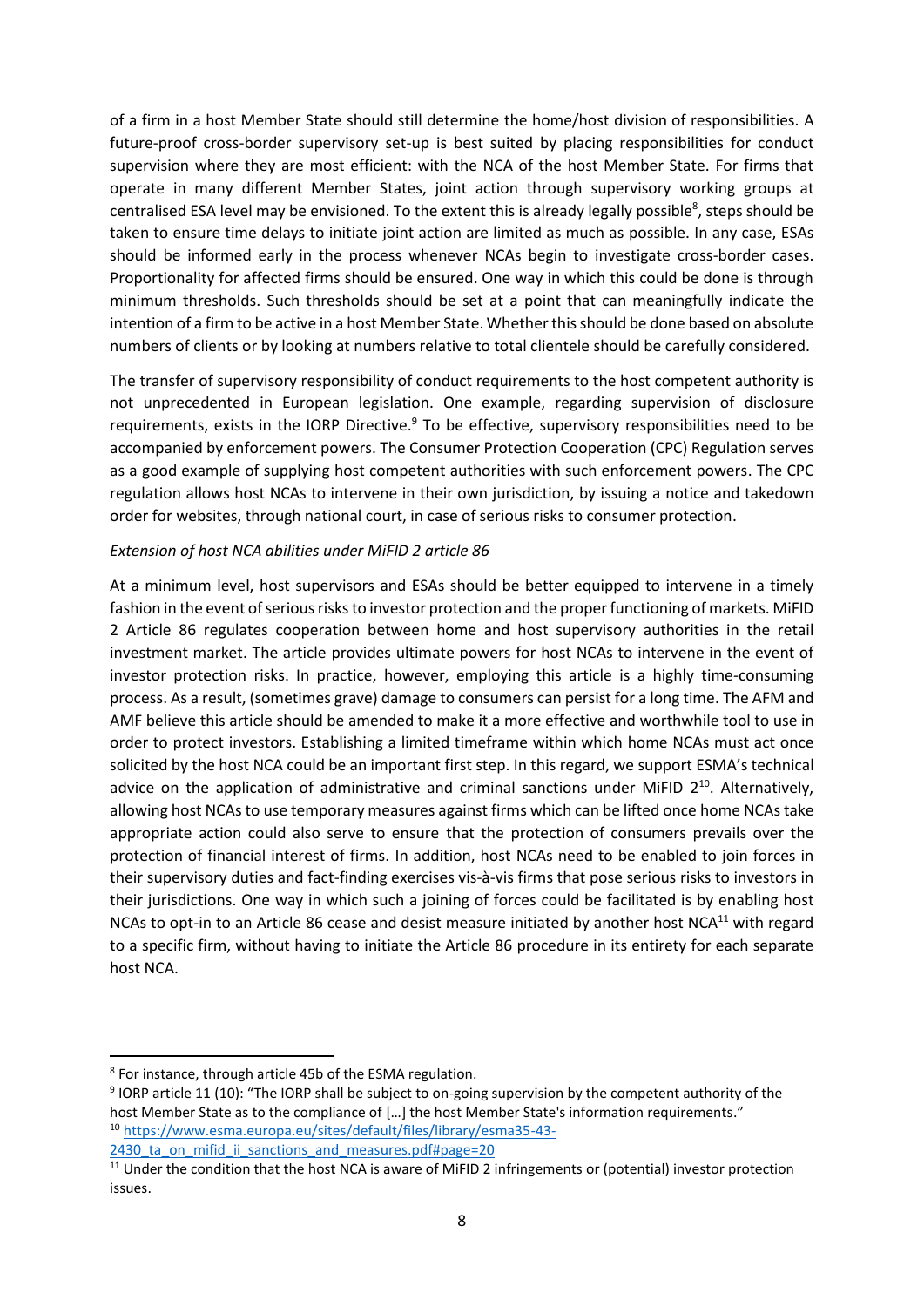of a firm in a host Member State should still determine the home/host division of responsibilities. A future-proof cross-border supervisory set-up is best suited by placing responsibilities for conduct supervision where they are most efficient: with the NCA of the host Member State. For firms that operate in many different Member States, joint action through supervisory working groups at centralised ESA level may be envisioned. To the extent this is already legally possible[8], steps should be taken to ensure time delays to initiate joint action are limited as much as possible. In any case, ESAs should be informed early in the process whenever NCAs begin to investigate cross-border cases. Proportionality for affected firms should be ensured. One way in which this could be done is through minimum thresholds. Such thresholds should be set at a point that can meaningfully indicate the intention of a firm to be active in a host Member State. Whether this should be done based on absolute numbers of clients or by looking at numbers relative to total clientele should be carefully considered.

The transfer of supervisory responsibility of conduct requirements to the host competent authority is not unprecedented in European legislation. One example, regarding supervision of disclosure requirements, exists in the IORP Directive.[9] To be effective, supervisory responsibilities need to be accompanied by enforcement powers. The Consumer Protection Cooperation (CPC) Regulation serves as a good example of supplying host competent authorities with such enforcement powers. The CPC regulation allows host NCAs to intervene in their own jurisdiction, by issuing a notice and takedown order for websites, through national court, in case of serious risks to consumer protection.

*Extension of host NCA abilities under MiFID 2 article 86*

At a minimum level, host supervisors and ESAs should be better equipped to intervene in a timely fashion in the event of serious risks to investor protection and the proper functioning of markets. MiFID 2 Article 86 regulates cooperation between home and host supervisory authorities in the retail investment market. The article provides ultimate powers for host NCAs to intervene in the event of investor protection risks. In practice, however, employing this article is a highly time-consuming process. As a result, (sometimes grave) damage to consumers can persist for a long time. The AFM and AMF believe this article should be amended to make it a more effective and worthwhile tool to use in order to protect investors. Establishing a limited timeframe within which home NCAs must act once solicited by the host NCA could be an important first step. In this regard, we support ESMA's technical advice on the application of administrative and criminal sanctions under MiFID 2[10]. Alternatively, allowing host NCAs to use temporary measures against firms which can be lifted once home NCAs take appropriate action could also serve to ensure that the protection of consumers prevails over the protection of financial interest of firms. In addition, host NCAs need to be enabled to join forces in their supervisory duties and fact-finding exercises vis-à-vis firms that pose serious risks to investors in their jurisdictions. One way in which such a joining of forces could be facilitated is by enabling host NCAs to opt-in to an Article 86 cease and desist measure initiated by another host NCA[11] with regard to a specific firm, without having to initiate the Article 86 procedure in its entirety for each separate host NCA.

---

[8] For instance, through article 45b of the ESMA regulation.

[9] IORP article 11 (10): "The IORP shall be subject to on-going supervision by the competent authority of the host Member State as to the compliance of […] the host Member State's information requirements."

[10] https://www.esma.europa.eu/sites/default/files/library/esma35-43-2430_ta_on_mifid_ii_sanctions_and_measures.pdf#page=20

[11] Under the condition that the host NCA is aware of MiFID 2 infringements or (potential) investor protection issues.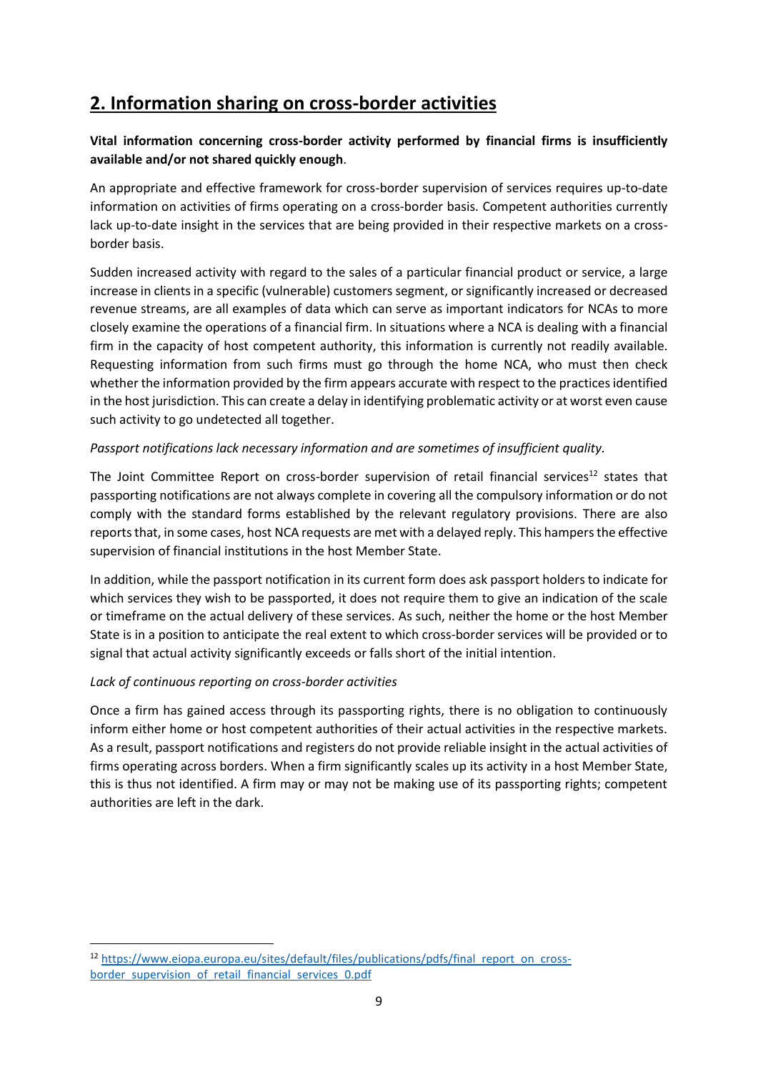## 2. Information sharing on cross-border activities

**Vital information concerning cross-border activity performed by financial firms is insufficiently available and/or not shared quickly enough**.

An appropriate and effective framework for cross-border supervision of services requires up-to-date information on activities of firms operating on a cross-border basis. Competent authorities currently lack up-to-date insight in the services that are being provided in their respective markets on a cross-border basis.

Sudden increased activity with regard to the sales of a particular financial product or service, a large increase in clients in a specific (vulnerable) customers segment, or significantly increased or decreased revenue streams, are all examples of data which can serve as important indicators for NCAs to more closely examine the operations of a financial firm. In situations where a NCA is dealing with a financial firm in the capacity of host competent authority, this information is currently not readily available. Requesting information from such firms must go through the home NCA, who must then check whether the information provided by the firm appears accurate with respect to the practices identified in the host jurisdiction. This can create a delay in identifying problematic activity or at worst even cause such activity to go undetected all together.

*Passport notifications lack necessary information and are sometimes of insufficient quality.*

The Joint Committee Report on cross-border supervision of retail financial services[12] states that passporting notifications are not always complete in covering all the compulsory information or do not comply with the standard forms established by the relevant regulatory provisions. There are also reports that, in some cases, host NCA requests are met with a delayed reply. This hampers the effective supervision of financial institutions in the host Member State.

In addition, while the passport notification in its current form does ask passport holders to indicate for which services they wish to be passported, it does not require them to give an indication of the scale or timeframe on the actual delivery of these services. As such, neither the home or the host Member State is in a position to anticipate the real extent to which cross-border services will be provided or to signal that actual activity significantly exceeds or falls short of the initial intention.

*Lack of continuous reporting on cross-border activities*

Once a firm has gained access through its passporting rights, there is no obligation to continuously inform either home or host competent authorities of their actual activities in the respective markets. As a result, passport notifications and registers do not provide reliable insight in the actual activities of firms operating across borders. When a firm significantly scales up its activity in a host Member State, this is thus not identified. A firm may or may not be making use of its passporting rights; competent authorities are left in the dark.

---

[12] https://www.eiopa.europa.eu/sites/default/files/publications/pdfs/final_report_on_cross-border_supervision_of_retail_financial_services_0.pdf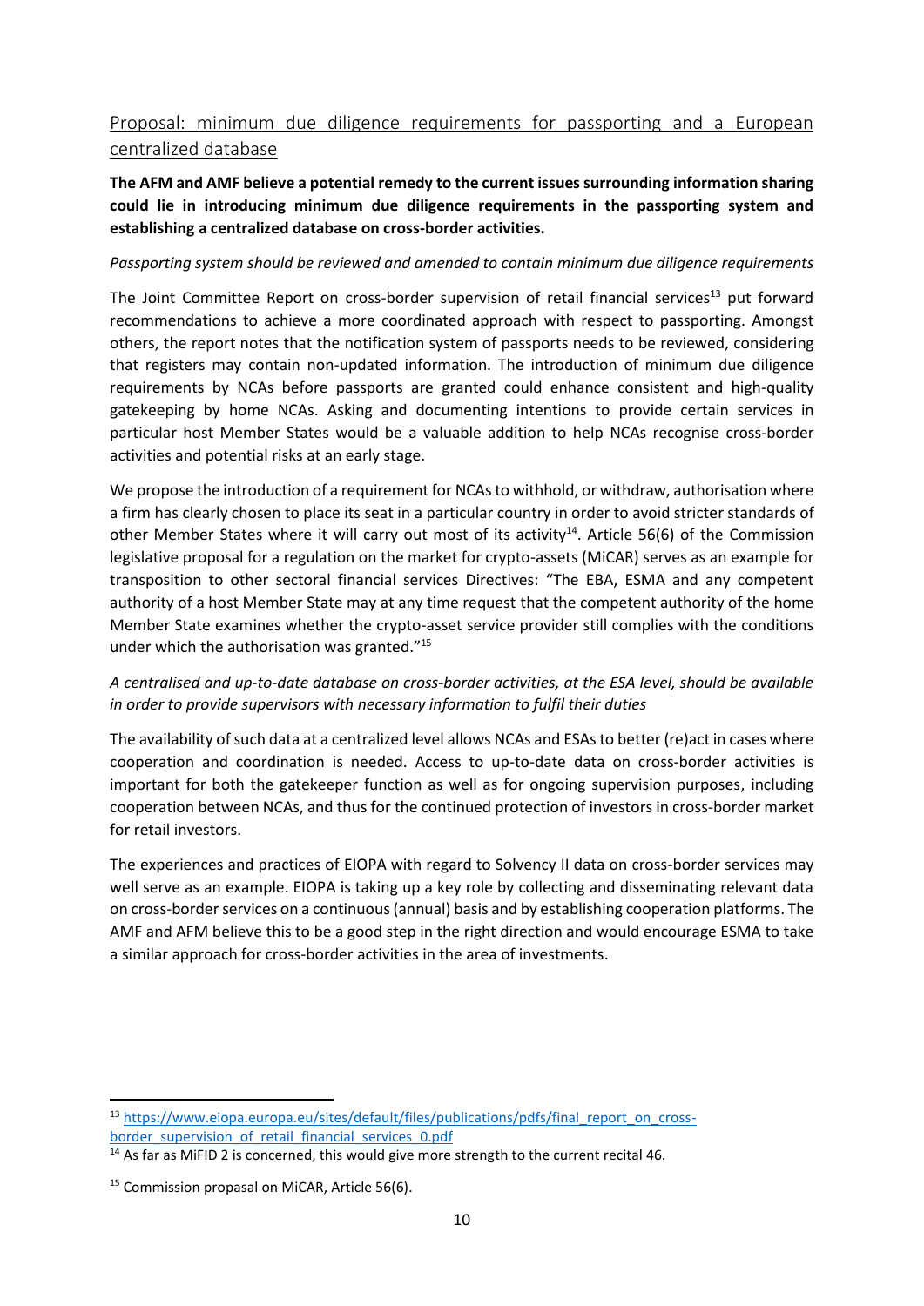## Proposal: minimum due diligence requirements for passporting and a European centralized database

**The AFM and AMF believe a potential remedy to the current issues surrounding information sharing could lie in introducing minimum due diligence requirements in the passporting system and establishing a centralized database on cross-border activities.**

*Passporting system should be reviewed and amended to contain minimum due diligence requirements*

The Joint Committee Report on cross-border supervision of retail financial services[13] put forward recommendations to achieve a more coordinated approach with respect to passporting. Amongst others, the report notes that the notification system of passports needs to be reviewed, considering that registers may contain non-updated information. The introduction of minimum due diligence requirements by NCAs before passports are granted could enhance consistent and high-quality gatekeeping by home NCAs. Asking and documenting intentions to provide certain services in particular host Member States would be a valuable addition to help NCAs recognise cross-border activities and potential risks at an early stage.

We propose the introduction of a requirement for NCAs to withhold, or withdraw, authorisation where a firm has clearly chosen to place its seat in a particular country in order to avoid stricter standards of other Member States where it will carry out most of its activity[14]. Article 56(6) of the Commission legislative proposal for a regulation on the market for crypto-assets (MiCAR) serves as an example for transposition to other sectoral financial services Directives: "The EBA, ESMA and any competent authority of a host Member State may at any time request that the competent authority of the home Member State examines whether the crypto-asset service provider still complies with the conditions under which the authorisation was granted."[15]

*A centralised and up-to-date database on cross-border activities, at the ESA level, should be available in order to provide supervisors with necessary information to fulfil their duties*

The availability of such data at a centralized level allows NCAs and ESAs to better (re)act in cases where cooperation and coordination is needed. Access to up-to-date data on cross-border activities is important for both the gatekeeper function as well as for ongoing supervision purposes, including cooperation between NCAs, and thus for the continued protection of investors in cross-border market for retail investors.

The experiences and practices of EIOPA with regard to Solvency II data on cross-border services may well serve as an example. EIOPA is taking up a key role by collecting and disseminating relevant data on cross-border services on a continuous (annual) basis and by establishing cooperation platforms. The AMF and AFM believe this to be a good step in the right direction and would encourage ESMA to take a similar approach for cross-border activities in the area of investments.

---

[13] https://www.eiopa.europa.eu/sites/default/files/publications/pdfs/final_report_on_cross-border_supervision_of_retail_financial_services_0.pdf

[14] As far as MiFID 2 is concerned, this would give more strength to the current recital 46.

[15] Commission propasal on MiCAR, Article 56(6).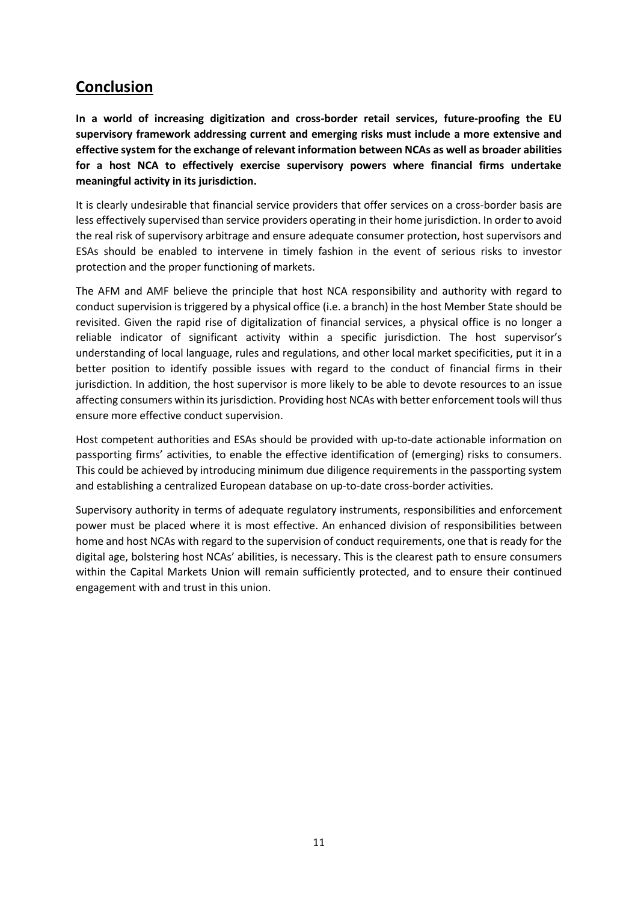## Conclusion

**In a world of increasing digitization and cross-border retail services, future-proofing the EU supervisory framework addressing current and emerging risks must include a more extensive and effective system for the exchange of relevant information between NCAs as well as broader abilities for a host NCA to effectively exercise supervisory powers where financial firms undertake meaningful activity in its jurisdiction.**

It is clearly undesirable that financial service providers that offer services on a cross-border basis are less effectively supervised than service providers operating in their home jurisdiction. In order to avoid the real risk of supervisory arbitrage and ensure adequate consumer protection, host supervisors and ESAs should be enabled to intervene in timely fashion in the event of serious risks to investor protection and the proper functioning of markets.

The AFM and AMF believe the principle that host NCA responsibility and authority with regard to conduct supervision is triggered by a physical office (i.e. a branch) in the host Member State should be revisited. Given the rapid rise of digitalization of financial services, a physical office is no longer a reliable indicator of significant activity within a specific jurisdiction. The host supervisor's understanding of local language, rules and regulations, and other local market specificities, put it in a better position to identify possible issues with regard to the conduct of financial firms in their jurisdiction. In addition, the host supervisor is more likely to be able to devote resources to an issue affecting consumers within its jurisdiction. Providing host NCAs with better enforcement tools will thus ensure more effective conduct supervision.

Host competent authorities and ESAs should be provided with up-to-date actionable information on passporting firms' activities, to enable the effective identification of (emerging) risks to consumers. This could be achieved by introducing minimum due diligence requirements in the passporting system and establishing a centralized European database on up-to-date cross-border activities.

Supervisory authority in terms of adequate regulatory instruments, responsibilities and enforcement power must be placed where it is most effective. An enhanced division of responsibilities between home and host NCAs with regard to the supervision of conduct requirements, one that is ready for the digital age, bolstering host NCAs' abilities, is necessary. This is the clearest path to ensure consumers within the Capital Markets Union will remain sufficiently protected, and to ensure their continued engagement with and trust in this union.